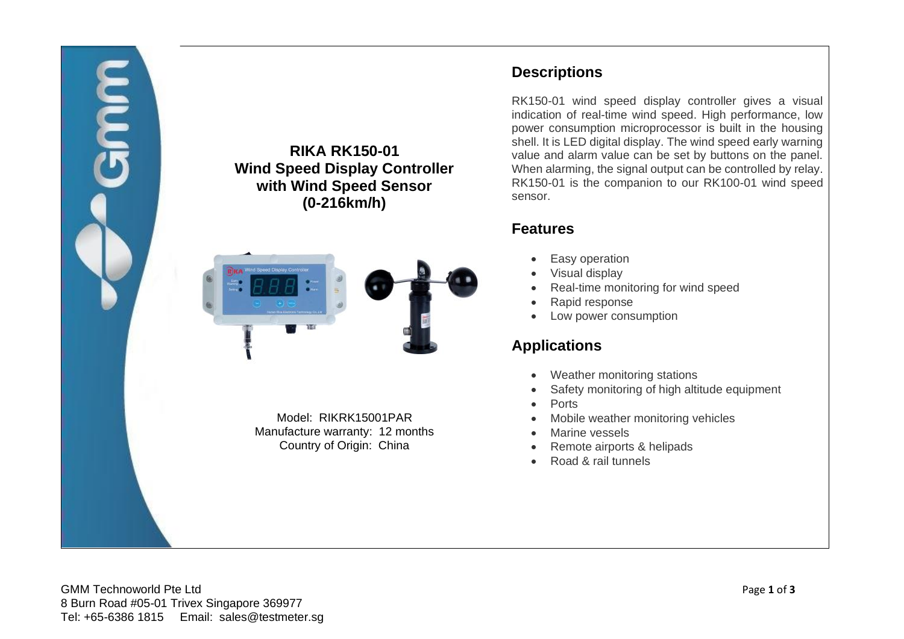# RIKA RK150-01 Wind Speed Display Controller with Wind Speed Sensor (0-216km/h)

Model: RIKRK15001PAR
Manufacture warranty: 12 months
Country of Origin: China

## Descriptions

RK150-01 wind speed display controller gives a visual indication of real-time wind speed. High performance, low power consumption microprocessor is built in the housing shell. It is LED digital display. The wind speed early warning value and alarm value can be set by buttons on the panel. When alarming, the signal output can be controlled by relay. RK150-01 is the companion to our RK100-01 wind speed sensor.

## Features

- Easy operation
- Visual display
- Real-time monitoring for wind speed
- Rapid response
- Low power consumption

## Applications

- Weather monitoring stations
- Safety monitoring of high altitude equipment
- Ports
- Mobile weather monitoring vehicles
- Marine vessels
- Remote airports & helipads
- Road & rail tunnels

GMM Technoworld Pte Ltd
8 Burn Road #05-01 Trivex Singapore 369977
Tel: +65-6386 1815 Email: sales@testmeter.sg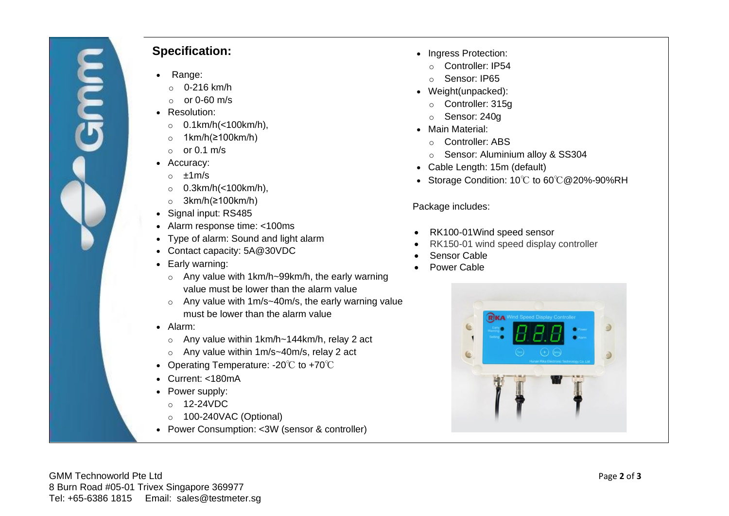## Specification:

- Range:
  - 0-216 km/h
  - or 0-60 m/s
- Resolution:
  - 0.1km/h(<100km/h),
  - 1km/h(≥100km/h)
  - or 0.1 m/s
- Accuracy:
  - ±1m/s
  - 0.3km/h(<100km/h),
  - 3km/h(≥100km/h)
- Signal input: RS485
- Alarm response time: <100ms
- Type of alarm: Sound and light alarm
- Contact capacity: 5A@30VDC
- Early warning:
  - Any value with 1km/h~99km/h, the early warning value must be lower than the alarm value
  - Any value with 1m/s~40m/s, the early warning value must be lower than the alarm value
- Alarm:
  - Any value within 1km/h~144km/h, relay 2 act
  - Any value within 1m/s~40m/s, relay 2 act
- Operating Temperature: -20℃ to +70℃
- Current: <180mA
- Power supply:
  - 12-24VDC
  - 100-240VAC (Optional)
- Power Consumption: <3W (sensor & controller)
- Ingress Protection:
  - Controller: IP54
  - Sensor: IP65
- Weight(unpacked):
  - Controller: 315g
  - Sensor: 240g
- Main Material:
  - Controller: ABS
  - Sensor: Aluminium alloy & SS304
- Cable Length: 15m (default)
- Storage Condition: 10℃ to 60℃@20%-90%RH

Package includes:

- RK100-01Wind speed sensor
- RK150-01 wind speed display controller
- Sensor Cable
- Power Cable

GMM Technoworld Pte Ltd
8 Burn Road #05-01 Trivex Singapore 369977
Tel: +65-6386 1815 Email: sales@testmeter.sg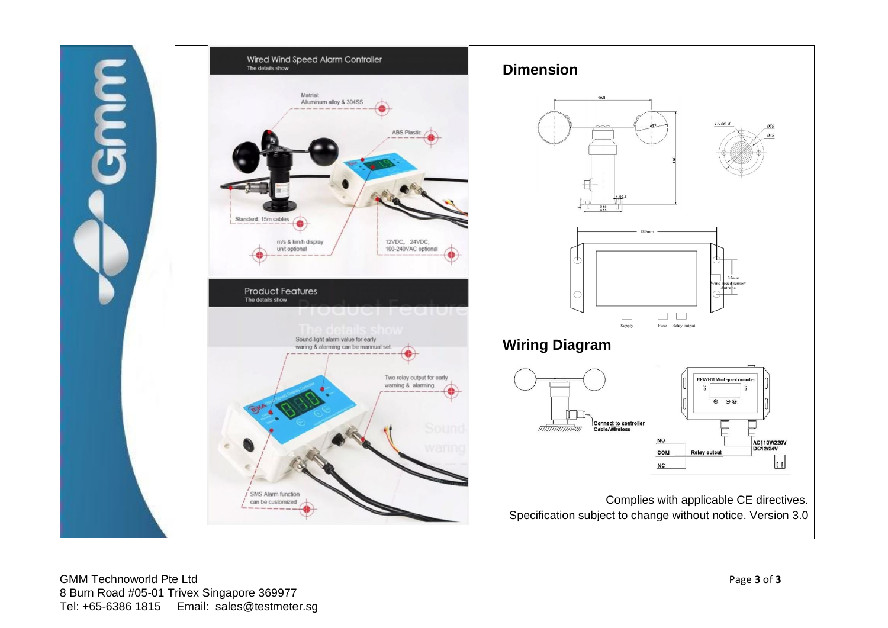Wired Wind Speed Alarm Controller
The details show

Matrial:
Alluminum alloy & 304SS

ABS Plastic

Standard: 15m cables

m/s & km/h display
unit optional

12VDC, 24VDC,
100-240VAC optional

Product Features
The details show

Sound-light alarm value for early
waring & alarming can be mannual set

Two relay output for early
warning & alarming

SMS Alarm function
can be customized

## Dimension

150

150

180mm

35mm
Wind speed sensor/
Antenna

Supply

Fuse

Relay output

## Wiring Diagram

Connect to controller
Cable/Wireless

RK150-01 Wind speed controller

NO

COM

NC

Relay output

AC110V/220V
DC12/24V

Complies with applicable CE directives.
Specification subject to change without notice. Version 3.0

GMM Technoworld Pte Ltd
8 Burn Road #05-01 Trivex Singapore 369977
Tel: +65-6386 1815 Email: sales@testmeter.sg